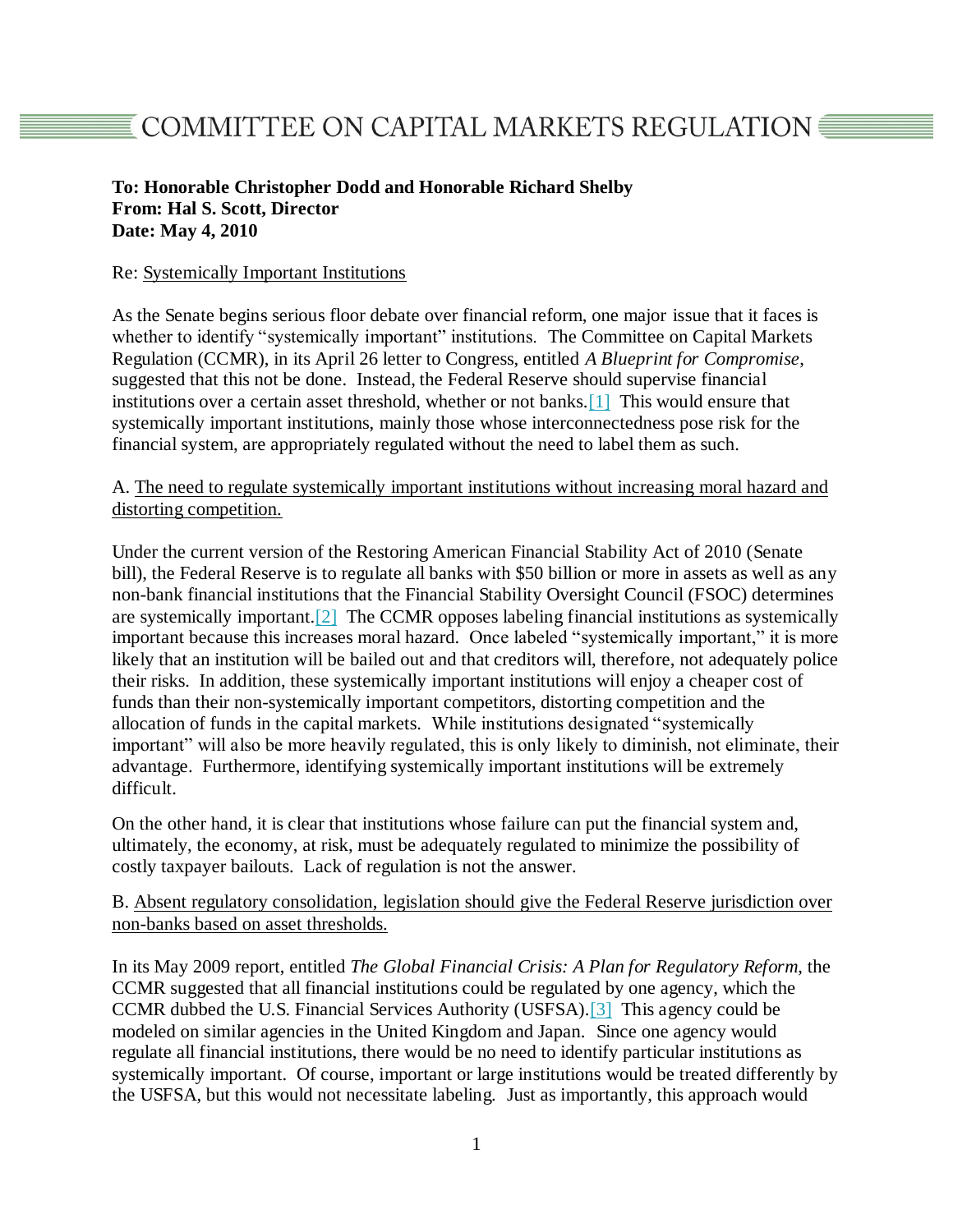# COMMITTEE ON CAPITAL MARKETS REGULATION

**To: Honorable Christopher Dodd and Honorable Richard Shelby**
**From: Hal S. Scott, Director**
**Date: May 4, 2010**

Re: Systemically Important Institutions

As the Senate begins serious floor debate over financial reform, one major issue that it faces is whether to identify "systemically important" institutions. The Committee on Capital Markets Regulation (CCMR), in its April 26 letter to Congress, entitled *A Blueprint for Compromise*, suggested that this not be done. Instead, the Federal Reserve should supervise financial institutions over a certain asset threshold, whether or not banks.[1] This would ensure that systemically important institutions, mainly those whose interconnectedness pose risk for the financial system, are appropriately regulated without the need to label them as such.

A. The need to regulate systemically important institutions without increasing moral hazard and distorting competition.

Under the current version of the Restoring American Financial Stability Act of 2010 (Senate bill), the Federal Reserve is to regulate all banks with $50 billion or more in assets as well as any non-bank financial institutions that the Financial Stability Oversight Council (FSOC) determines are systemically important.[2] The CCMR opposes labeling financial institutions as systemically important because this increases moral hazard. Once labeled "systemically important," it is more likely that an institution will be bailed out and that creditors will, therefore, not adequately police their risks. In addition, these systemically important institutions will enjoy a cheaper cost of funds than their non-systemically important competitors, distorting competition and the allocation of funds in the capital markets. While institutions designated "systemically important" will also be more heavily regulated, this is only likely to diminish, not eliminate, their advantage. Furthermore, identifying systemically important institutions will be extremely difficult.

On the other hand, it is clear that institutions whose failure can put the financial system and, ultimately, the economy, at risk, must be adequately regulated to minimize the possibility of costly taxpayer bailouts. Lack of regulation is not the answer.

B. Absent regulatory consolidation, legislation should give the Federal Reserve jurisdiction over non-banks based on asset thresholds.

In its May 2009 report, entitled *The Global Financial Crisis: A Plan for Regulatory Reform*, the CCMR suggested that all financial institutions could be regulated by one agency, which the CCMR dubbed the U.S. Financial Services Authority (USFSA).[3] This agency could be modeled on similar agencies in the United Kingdom and Japan. Since one agency would regulate all financial institutions, there would be no need to identify particular institutions as systemically important. Of course, important or large institutions would be treated differently by the USFSA, but this would not necessitate labeling. Just as importantly, this approach would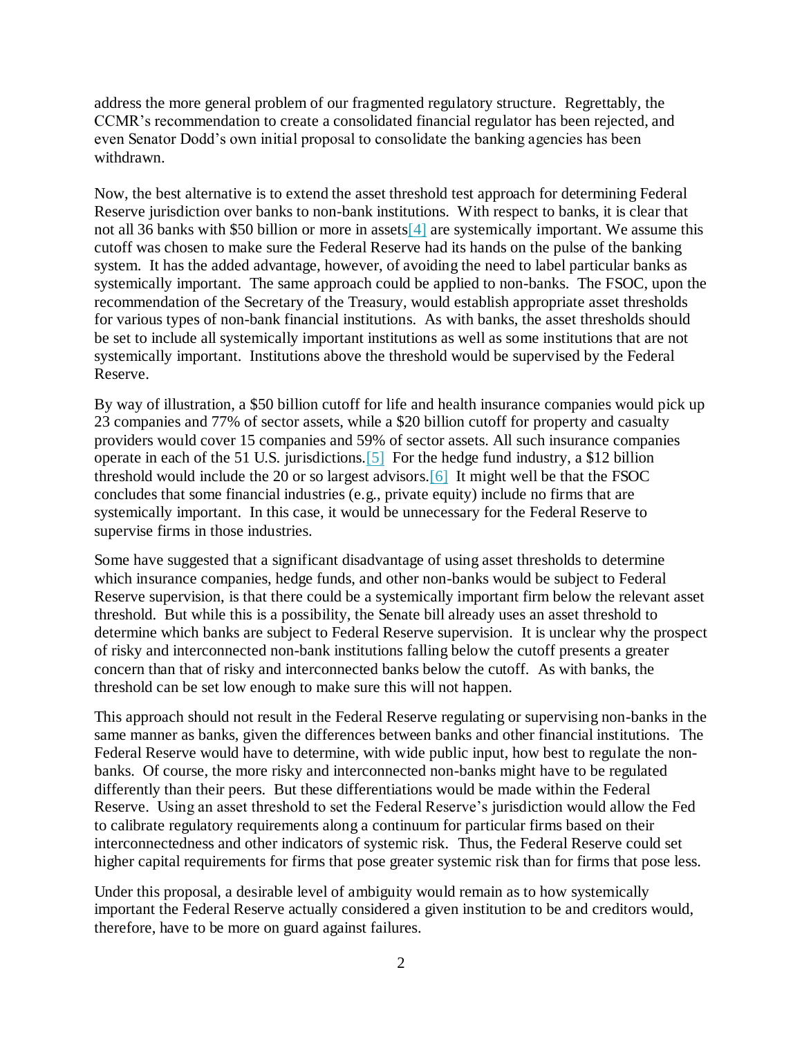address the more general problem of our fragmented regulatory structure. Regrettably, the CCMR's recommendation to create a consolidated financial regulator has been rejected, and even Senator Dodd's own initial proposal to consolidate the banking agencies has been withdrawn.

Now, the best alternative is to extend the asset threshold test approach for determining Federal Reserve jurisdiction over banks to non-bank institutions. With respect to banks, it is clear that not all 36 banks with $50 billion or more in assets[4] are systemically important. We assume this cutoff was chosen to make sure the Federal Reserve had its hands on the pulse of the banking system. It has the added advantage, however, of avoiding the need to label particular banks as systemically important. The same approach could be applied to non-banks. The FSOC, upon the recommendation of the Secretary of the Treasury, would establish appropriate asset thresholds for various types of non-bank financial institutions. As with banks, the asset thresholds should be set to include all systemically important institutions as well as some institutions that are not systemically important. Institutions above the threshold would be supervised by the Federal Reserve.

By way of illustration, a $50 billion cutoff for life and health insurance companies would pick up 23 companies and 77% of sector assets, while a $20 billion cutoff for property and casualty providers would cover 15 companies and 59% of sector assets. All such insurance companies operate in each of the 51 U.S. jurisdictions.[5] For the hedge fund industry, a $12 billion threshold would include the 20 or so largest advisors.[6] It might well be that the FSOC concludes that some financial industries (e.g., private equity) include no firms that are systemically important. In this case, it would be unnecessary for the Federal Reserve to supervise firms in those industries.

Some have suggested that a significant disadvantage of using asset thresholds to determine which insurance companies, hedge funds, and other non-banks would be subject to Federal Reserve supervision, is that there could be a systemically important firm below the relevant asset threshold. But while this is a possibility, the Senate bill already uses an asset threshold to determine which banks are subject to Federal Reserve supervision. It is unclear why the prospect of risky and interconnected non-bank institutions falling below the cutoff presents a greater concern than that of risky and interconnected banks below the cutoff. As with banks, the threshold can be set low enough to make sure this will not happen.

This approach should not result in the Federal Reserve regulating or supervising non-banks in the same manner as banks, given the differences between banks and other financial institutions. The Federal Reserve would have to determine, with wide public input, how best to regulate the non-banks. Of course, the more risky and interconnected non-banks might have to be regulated differently than their peers. But these differentiations would be made within the Federal Reserve. Using an asset threshold to set the Federal Reserve's jurisdiction would allow the Fed to calibrate regulatory requirements along a continuum for particular firms based on their interconnectedness and other indicators of systemic risk. Thus, the Federal Reserve could set higher capital requirements for firms that pose greater systemic risk than for firms that pose less.

Under this proposal, a desirable level of ambiguity would remain as to how systemically important the Federal Reserve actually considered a given institution to be and creditors would, therefore, have to be more on guard against failures.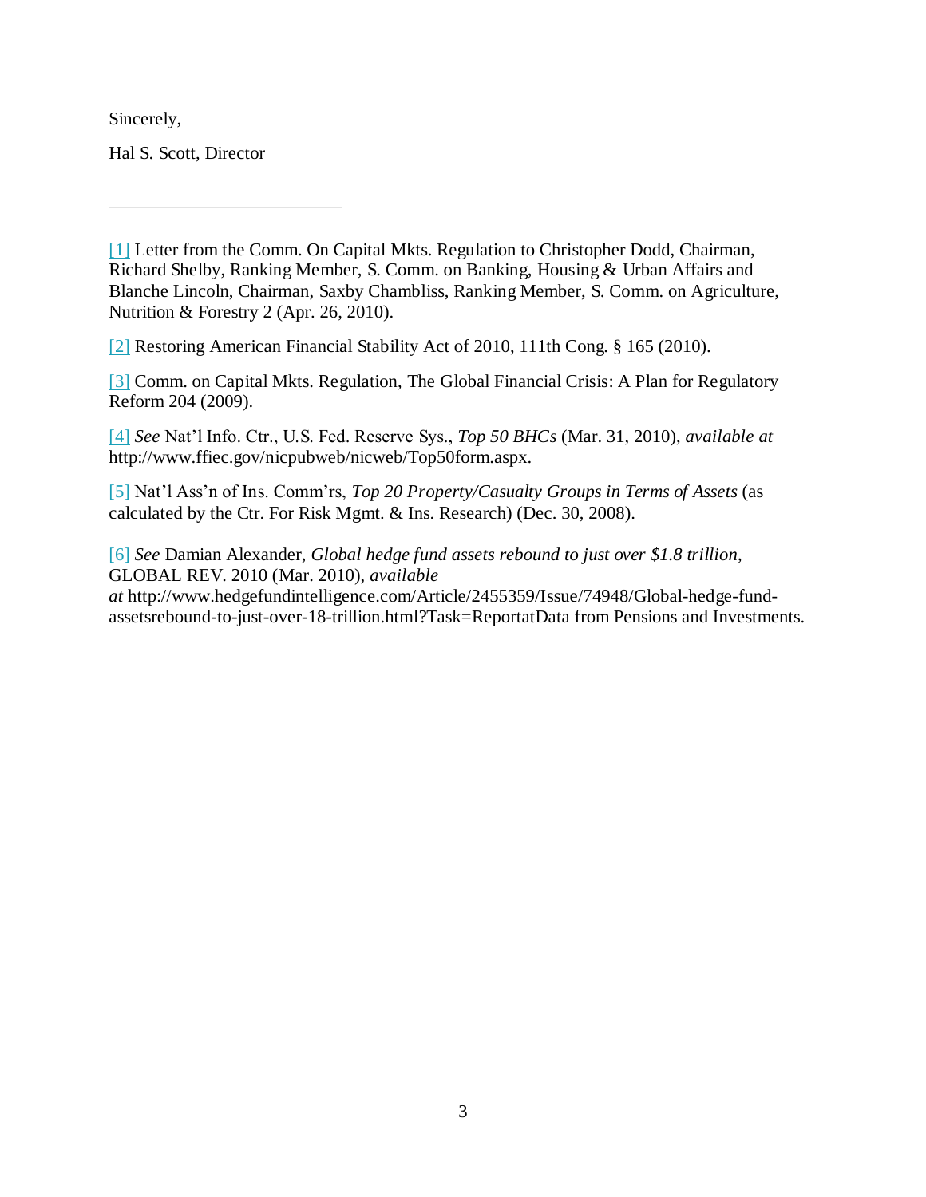Sincerely,

Hal S. Scott, Director

---

[1] Letter from the Comm. On Capital Mkts. Regulation to Christopher Dodd, Chairman, Richard Shelby, Ranking Member, S. Comm. on Banking, Housing & Urban Affairs and Blanche Lincoln, Chairman, Saxby Chambliss, Ranking Member, S. Comm. on Agriculture, Nutrition & Forestry 2 (Apr. 26, 2010).

[2] Restoring American Financial Stability Act of 2010, 111th Cong. § 165 (2010).

[3] Comm. on Capital Mkts. Regulation, The Global Financial Crisis: A Plan for Regulatory Reform 204 (2009).

[4] *See* Nat'l Info. Ctr., U.S. Fed. Reserve Sys., *Top 50 BHCs* (Mar. 31, 2010), *available at* http://www.ffiec.gov/nicpubweb/nicweb/Top50form.aspx.

[5] Nat'l Ass'n of Ins. Comm'rs, *Top 20 Property/Casualty Groups in Terms of Assets* (as calculated by the Ctr. For Risk Mgmt. & Ins. Research) (Dec. 30, 2008).

[6] *See* Damian Alexander, *Global hedge fund assets rebound to just over $1.8 trillion*, GLOBAL REV. 2010 (Mar. 2010), *available at* http://www.hedgefundintelligence.com/Article/2455359/Issue/74948/Global-hedge-fund-assetsrebound-to-just-over-18-trillion.html?Task=ReportatData from Pensions and Investments.